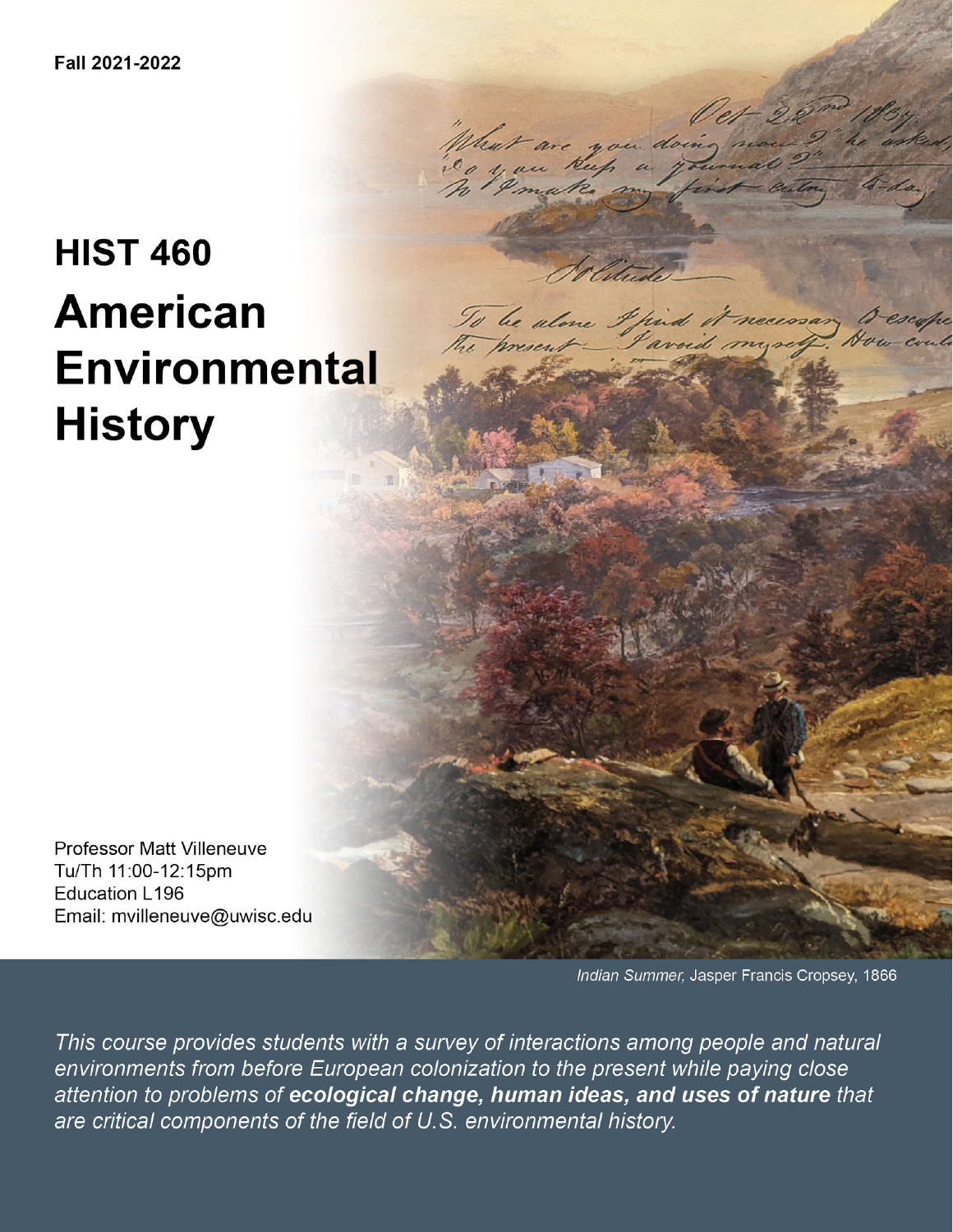Fall 2021-2022

# HIST 460

# American Environmental History

Professor Matt Villeneuve
Tu/Th 11:00-12:15pm
Education L196
Email: mvilleneuve@uwisc.edu

*Indian Summer,* Jasper Francis Cropsey, 1866

*This course provides students with a survey of interactions among people and natural environments from before European colonization to the present while paying close attention to problems of **ecological change, human ideas, and uses of nature** that are critical components of the field of U.S. environmental history.*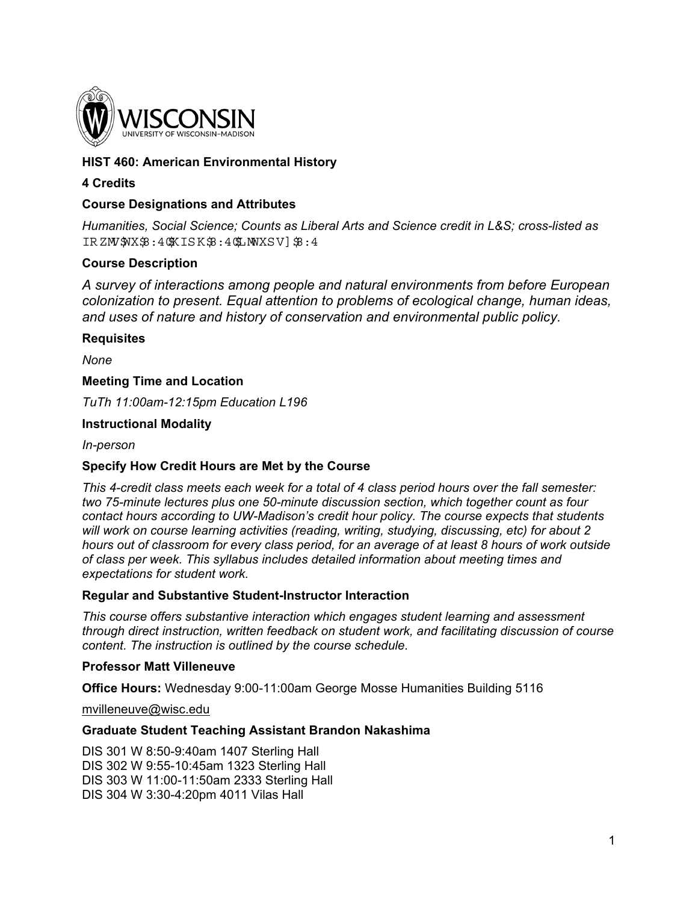WISCONSIN

UNIVERSITY OF WISCONSIN–MADISON

**HIST 460: American Environmental History**

**4 Credits**

**Course Designations and Attributes**

*Humanities, Social Science; Counts as Liberal Arts and Science credit in L&S; cross-listed as* IRZMV$WX$8:4@KISK$8:4@LMWXSV]$8:4

**Course Description**

*A survey of interactions among people and natural environments from before European colonization to present. Equal attention to problems of ecological change, human ideas, and uses of nature and history of conservation and environmental public policy.*

**Requisites**

*None*

**Meeting Time and Location**

*TuTh 11:00am-12:15pm Education L196*

**Instructional Modality**

*In-person*

**Specify How Credit Hours are Met by the Course**

*This 4-credit class meets each week for a total of 4 class period hours over the fall semester: two 75-minute lectures plus one 50-minute discussion section, which together count as four contact hours according to UW-Madison's credit hour policy. The course expects that students will work on course learning activities (reading, writing, studying, discussing, etc) for about 2 hours out of classroom for every class period, for an average of at least 8 hours of work outside of class per week. This syllabus includes detailed information about meeting times and expectations for student work.*

**Regular and Substantive Student-Instructor Interaction**

*This course offers substantive interaction which engages student learning and assessment through direct instruction, written feedback on student work, and facilitating discussion of course content. The instruction is outlined by the course schedule.*

**Professor Matt Villeneuve**

**Office Hours:** Wednesday 9:00-11:00am George Mosse Humanities Building 5116

mvilleneuve@wisc.edu

**Graduate Student Teaching Assistant Brandon Nakashima**

DIS 301 W 8:50-9:40am 1407 Sterling Hall
DIS 302 W 9:55-10:45am 1323 Sterling Hall
DIS 303 W 11:00-11:50am 2333 Sterling Hall
DIS 304 W 3:30-4:20pm 4011 Vilas Hall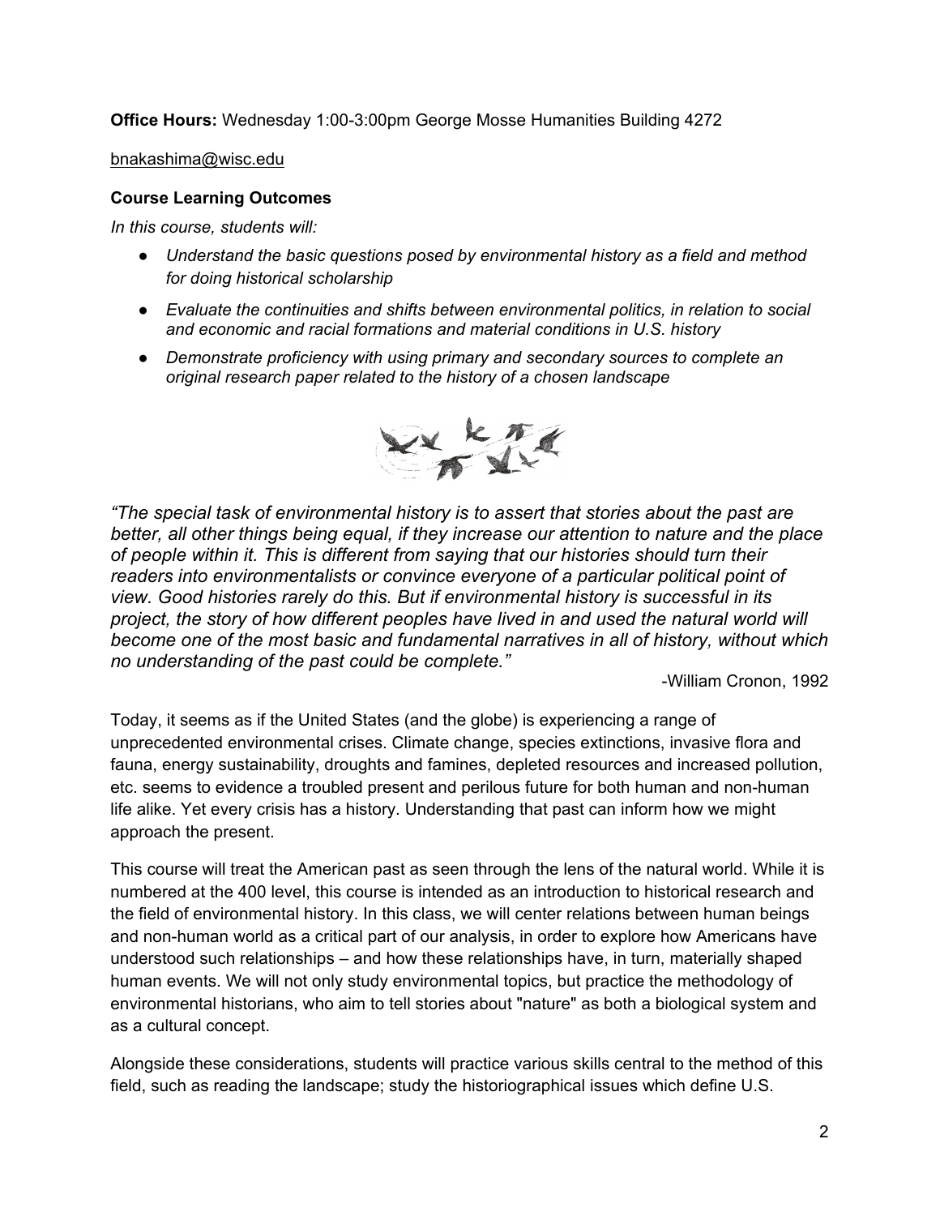**Office Hours:** Wednesday 1:00-3:00pm George Mosse Humanities Building 4272

bnakashima@wisc.edu

**Course Learning Outcomes**

*In this course, students will:*

- *Understand the basic questions posed by environmental history as a field and method for doing historical scholarship*
- *Evaluate the continuities and shifts between environmental politics, in relation to social and economic and racial formations and material conditions in U.S. history*
- *Demonstrate proficiency with using primary and secondary sources to complete an original research paper related to the history of a chosen landscape*

*"The special task of environmental history is to assert that stories about the past are better, all other things being equal, if they increase our attention to nature and the place of people within it. This is different from saying that our histories should turn their readers into environmentalists or convince everyone of a particular political point of view. Good histories rarely do this. But if environmental history is successful in its project, the story of how different peoples have lived in and used the natural world will become one of the most basic and fundamental narratives in all of history, without which no understanding of the past could be complete."*

-William Cronon, 1992

Today, it seems as if the United States (and the globe) is experiencing a range of unprecedented environmental crises. Climate change, species extinctions, invasive flora and fauna, energy sustainability, droughts and famines, depleted resources and increased pollution, etc. seems to evidence a troubled present and perilous future for both human and non-human life alike. Yet every crisis has a history. Understanding that past can inform how we might approach the present.

This course will treat the American past as seen through the lens of the natural world. While it is numbered at the 400 level, this course is intended as an introduction to historical research and the field of environmental history. In this class, we will center relations between human beings and non-human world as a critical part of our analysis, in order to explore how Americans have understood such relationships – and how these relationships have, in turn, materially shaped human events. We will not only study environmental topics, but practice the methodology of environmental historians, who aim to tell stories about "nature" as both a biological system and as a cultural concept.

Alongside these considerations, students will practice various skills central to the method of this field, such as reading the landscape; study the historiographical issues which define U.S.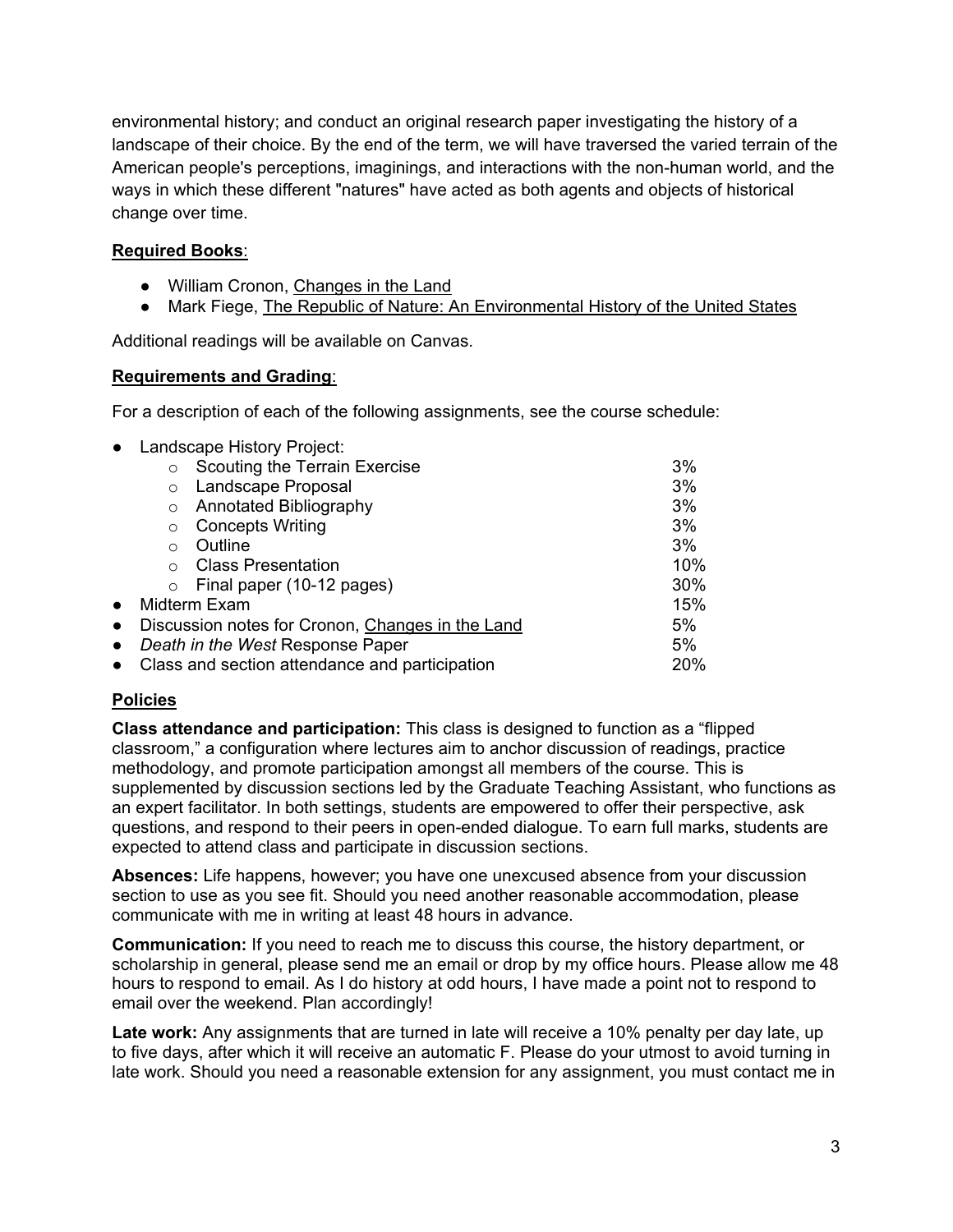environmental history; and conduct an original research paper investigating the history of a landscape of their choice. By the end of the term, we will have traversed the varied terrain of the American people's perceptions, imaginings, and interactions with the non-human world, and the ways in which these different "natures" have acted as both agents and objects of historical change over time.

**Required Books**:

- William Cronon, Changes in the Land
- Mark Fiege, The Republic of Nature: An Environmental History of the United States

Additional readings will be available on Canvas.

**Requirements and Grading**:

For a description of each of the following assignments, see the course schedule:

- Landscape History Project:
  - Scouting the Terrain Exercise — 3%
  - Landscape Proposal — 3%
  - Annotated Bibliography — 3%
  - Concepts Writing — 3%
  - Outline — 3%
  - Class Presentation — 10%
  - Final paper (10-12 pages) — 30%
- Midterm Exam — 15%
- Discussion notes for Cronon, Changes in the Land — 5%
- *Death in the West* Response Paper — 5%
- Class and section attendance and participation — 20%

**Policies**

**Class attendance and participation:** This class is designed to function as a "flipped classroom," a configuration where lectures aim to anchor discussion of readings, practice methodology, and promote participation amongst all members of the course. This is supplemented by discussion sections led by the Graduate Teaching Assistant, who functions as an expert facilitator. In both settings, students are empowered to offer their perspective, ask questions, and respond to their peers in open-ended dialogue. To earn full marks, students are expected to attend class and participate in discussion sections.

**Absences:** Life happens, however; you have one unexcused absence from your discussion section to use as you see fit. Should you need another reasonable accommodation, please communicate with me in writing at least 48 hours in advance.

**Communication:** If you need to reach me to discuss this course, the history department, or scholarship in general, please send me an email or drop by my office hours. Please allow me 48 hours to respond to email. As I do history at odd hours, I have made a point not to respond to email over the weekend. Plan accordingly!

**Late work:** Any assignments that are turned in late will receive a 10% penalty per day late, up to five days, after which it will receive an automatic F. Please do your utmost to avoid turning in late work. Should you need a reasonable extension for any assignment, you must contact me in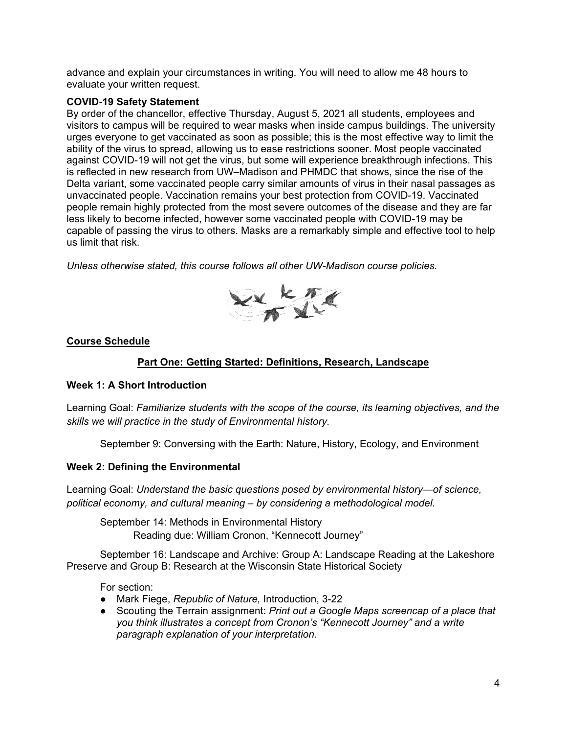advance and explain your circumstances in writing. You will need to allow me 48 hours to evaluate your written request.

**COVID-19 Safety Statement**

By order of the chancellor, effective Thursday, August 5, 2021 all students, employees and visitors to campus will be required to wear masks when inside campus buildings. The university urges everyone to get vaccinated as soon as possible; this is the most effective way to limit the ability of the virus to spread, allowing us to ease restrictions sooner. Most people vaccinated against COVID-19 will not get the virus, but some will experience breakthrough infections. This is reflected in new research from UW–Madison and PHMDC that shows, since the rise of the Delta variant, some vaccinated people carry similar amounts of virus in their nasal passages as unvaccinated people. Vaccination remains your best protection from COVID-19. Vaccinated people remain highly protected from the most severe outcomes of the disease and they are far less likely to become infected, however some vaccinated people with COVID-19 may be capable of passing the virus to others. Masks are a remarkably simple and effective tool to help us limit that risk.

*Unless otherwise stated, this course follows all other UW-Madison course policies.*

## Course Schedule

### Part One: Getting Started: Definitions, Research, Landscape

#### Week 1: A Short Introduction

Learning Goal: *Familiarize students with the scope of the course, its learning objectives, and the skills we will practice in the study of Environmental history.*

September 9: Conversing with the Earth: Nature, History, Ecology, and Environment

#### Week 2: Defining the Environmental

Learning Goal: *Understand the basic questions posed by environmental history—of science, political economy, and cultural meaning – by considering a methodological model.*

September 14: Methods in Environmental History
Reading due: William Cronon, "Kennecott Journey"

September 16: Landscape and Archive: Group A: Landscape Reading at the Lakeshore Preserve and Group B: Research at the Wisconsin State Historical Society

For section:

- Mark Fiege, *Republic of Nature,* Introduction, 3-22
- Scouting the Terrain assignment: *Print out a Google Maps screencap of a place that you think illustrates a concept from Cronon's "Kennecott Journey" and a write paragraph explanation of your interpretation.*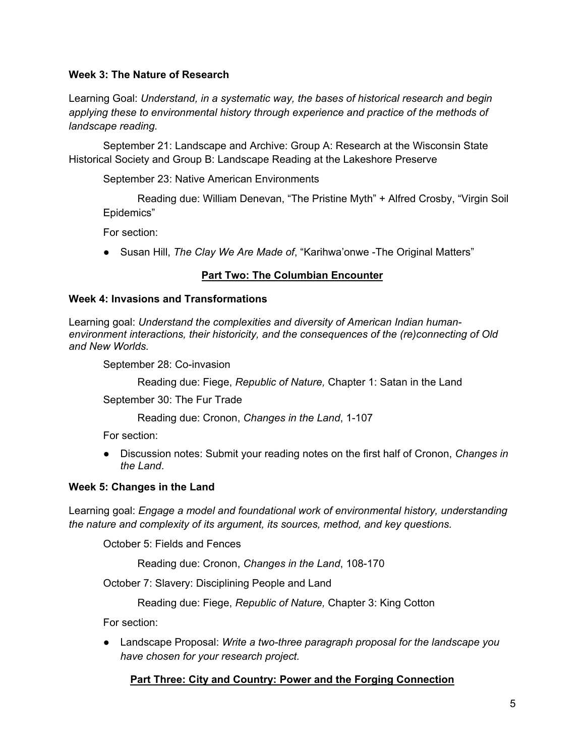**Week 3: The Nature of Research**

Learning Goal: *Understand, in a systematic way, the bases of historical research and begin applying these to environmental history through experience and practice of the methods of landscape reading.*

September 21: Landscape and Archive: Group A: Research at the Wisconsin State Historical Society and Group B: Landscape Reading at the Lakeshore Preserve

September 23: Native American Environments

Reading due: William Denevan, "The Pristine Myth" + Alfred Crosby, "Virgin Soil Epidemics"

For section:

- Susan Hill, *The Clay We Are Made of*, "Karihwa'onwe -The Original Matters"

## Part Two: The Columbian Encounter

**Week 4: Invasions and Transformations**

Learning goal: *Understand the complexities and diversity of American Indian human-environment interactions, their historicity, and the consequences of the (re)connecting of Old and New Worlds.*

September 28: Co-invasion

Reading due: Fiege, *Republic of Nature,* Chapter 1: Satan in the Land

September 30: The Fur Trade

Reading due: Cronon, *Changes in the Land*, 1-107

For section:

- Discussion notes: Submit your reading notes on the first half of Cronon, *Changes in the Land*.

**Week 5: Changes in the Land**

Learning goal: *Engage a model and foundational work of environmental history, understanding the nature and complexity of its argument, its sources, method, and key questions.*

October 5: Fields and Fences

Reading due: Cronon, *Changes in the Land*, 108-170

October 7: Slavery: Disciplining People and Land

Reading due: Fiege, *Republic of Nature,* Chapter 3: King Cotton

For section:

- Landscape Proposal: *Write a two-three paragraph proposal for the landscape you have chosen for your research project.*

## Part Three: City and Country: Power and the Forging Connection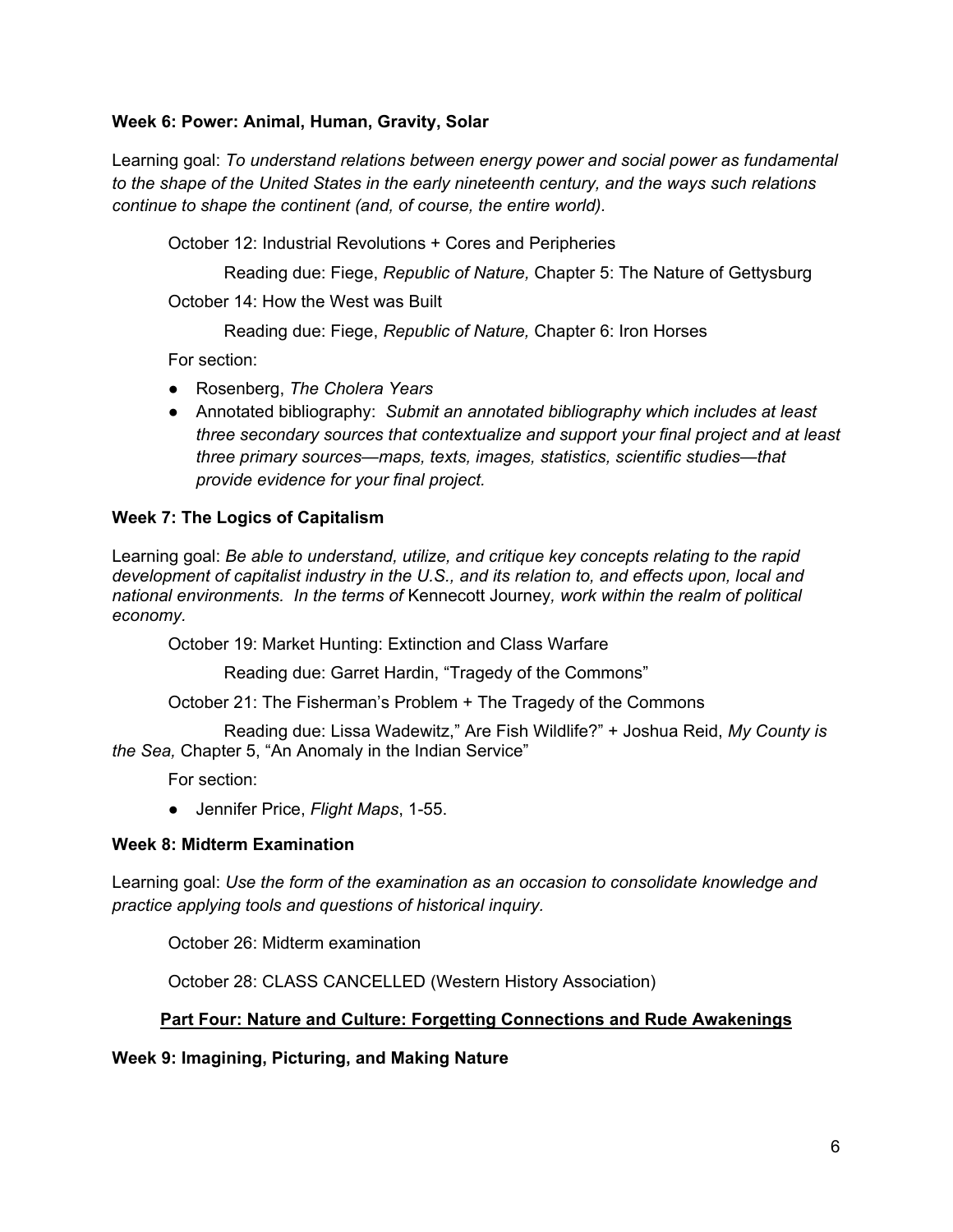**Week 6: Power: Animal, Human, Gravity, Solar**

Learning goal: *To understand relations between energy power and social power as fundamental to the shape of the United States in the early nineteenth century, and the ways such relations continue to shape the continent (and, of course, the entire world).*

October 12: Industrial Revolutions + Cores and Peripheries

Reading due: Fiege, *Republic of Nature,* Chapter 5: The Nature of Gettysburg

October 14: How the West was Built

Reading due: Fiege, *Republic of Nature,* Chapter 6: Iron Horses

For section:

- Rosenberg, *The Cholera Years*
- Annotated bibliography: *Submit an annotated bibliography which includes at least three secondary sources that contextualize and support your final project and at least three primary sources—maps, texts, images, statistics, scientific studies—that provide evidence for your final project.*

**Week 7: The Logics of Capitalism**

Learning goal: *Be able to understand, utilize, and critique key concepts relating to the rapid development of capitalist industry in the U.S., and its relation to, and effects upon, local and national environments. In the terms of* Kennecott Journey*, work within the realm of political economy.*

October 19: Market Hunting: Extinction and Class Warfare

Reading due: Garret Hardin, "Tragedy of the Commons"

October 21: The Fisherman's Problem + The Tragedy of the Commons

Reading due: Lissa Wadewitz," Are Fish Wildlife?" + Joshua Reid, *My County is the Sea,* Chapter 5, "An Anomaly in the Indian Service"

For section:

- Jennifer Price, *Flight Maps*, 1-55.

**Week 8: Midterm Examination**

Learning goal: *Use the form of the examination as an occasion to consolidate knowledge and practice applying tools and questions of historical inquiry.*

October 26: Midterm examination

October 28: CLASS CANCELLED (Western History Association)

## Part Four: Nature and Culture: Forgetting Connections and Rude Awakenings

**Week 9: Imagining, Picturing, and Making Nature**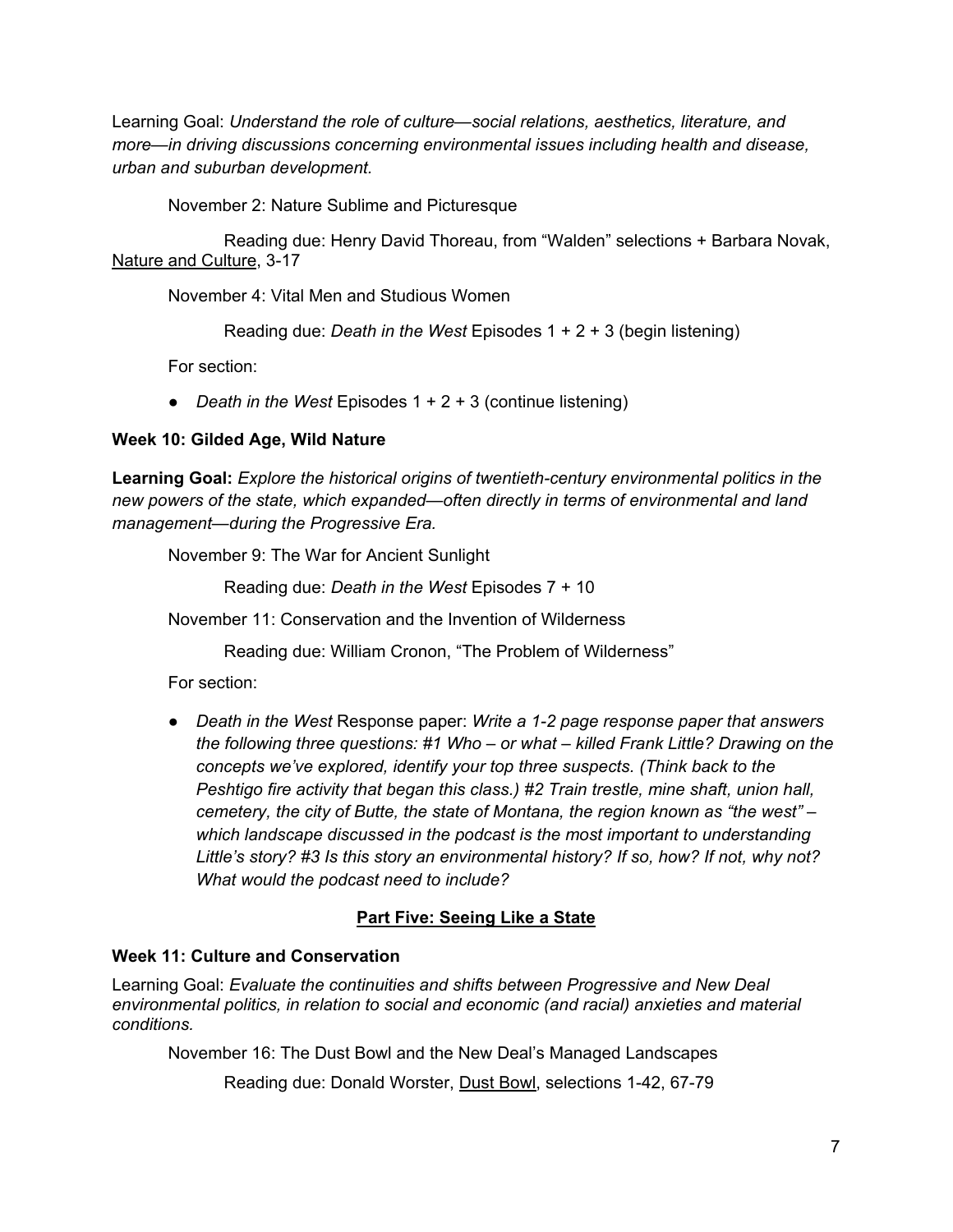Learning Goal: *Understand the role of culture—social relations, aesthetics, literature, and more—in driving discussions concerning environmental issues including health and disease, urban and suburban development.*

November 2: Nature Sublime and Picturesque

Reading due: Henry David Thoreau, from "Walden" selections + Barbara Novak, Nature and Culture, 3-17

November 4: Vital Men and Studious Women

Reading due: *Death in the West* Episodes 1 + 2 + 3 (begin listening)

For section:

- *Death in the West* Episodes 1 + 2 + 3 (continue listening)

**Week 10: Gilded Age, Wild Nature**

**Learning Goal:** *Explore the historical origins of twentieth-century environmental politics in the new powers of the state, which expanded—often directly in terms of environmental and land management—during the Progressive Era.*

November 9: The War for Ancient Sunlight

Reading due: *Death in the West* Episodes 7 + 10

November 11: Conservation and the Invention of Wilderness

Reading due: William Cronon, "The Problem of Wilderness"

For section:

- *Death in the West* Response paper: *Write a 1-2 page response paper that answers the following three questions: #1 Who – or what – killed Frank Little? Drawing on the concepts we've explored, identify your top three suspects. (Think back to the Peshtigo fire activity that began this class.) #2 Train trestle, mine shaft, union hall, cemetery, the city of Butte, the state of Montana, the region known as "the west" – which landscape discussed in the podcast is the most important to understanding Little's story? #3 Is this story an environmental history? If so, how? If not, why not? What would the podcast need to include?*

## Part Five: Seeing Like a State

**Week 11: Culture and Conservation**

Learning Goal: *Evaluate the continuities and shifts between Progressive and New Deal environmental politics, in relation to social and economic (and racial) anxieties and material conditions.*

November 16: The Dust Bowl and the New Deal's Managed Landscapes

Reading due: Donald Worster, Dust Bowl, selections 1-42, 67-79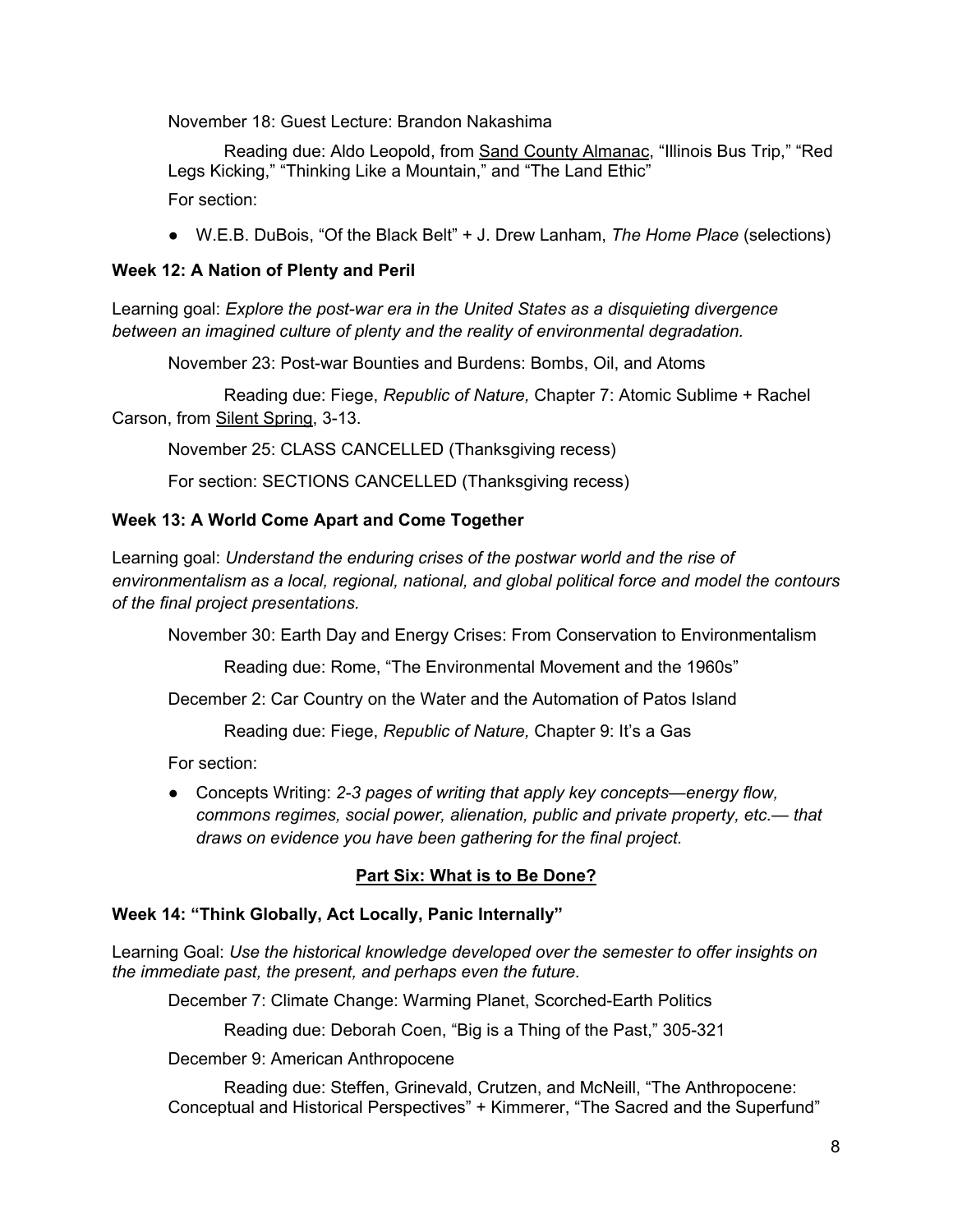November 18: Guest Lecture: Brandon Nakashima

Reading due: Aldo Leopold, from Sand County Almanac, "Illinois Bus Trip," "Red Legs Kicking," "Thinking Like a Mountain," and "The Land Ethic"

For section:

- W.E.B. DuBois, "Of the Black Belt" + J. Drew Lanham, *The Home Place* (selections)

**Week 12: A Nation of Plenty and Peril**

Learning goal: *Explore the post-war era in the United States as a disquieting divergence between an imagined culture of plenty and the reality of environmental degradation.*

November 23: Post-war Bounties and Burdens: Bombs, Oil, and Atoms

Reading due: Fiege, *Republic of Nature,* Chapter 7: Atomic Sublime + Rachel Carson, from Silent Spring, 3-13.

November 25: CLASS CANCELLED (Thanksgiving recess)

For section: SECTIONS CANCELLED (Thanksgiving recess)

**Week 13: A World Come Apart and Come Together**

Learning goal: *Understand the enduring crises of the postwar world and the rise of environmentalism as a local, regional, national, and global political force and model the contours of the final project presentations.*

November 30: Earth Day and Energy Crises: From Conservation to Environmentalism

Reading due: Rome, "The Environmental Movement and the 1960s"

December 2: Car Country on the Water and the Automation of Patos Island

Reading due: Fiege, *Republic of Nature,* Chapter 9: It's a Gas

For section:

- Concepts Writing: *2-3 pages of writing that apply key concepts—energy flow, commons regimes, social power, alienation, public and private property, etc.— that draws on evidence you have been gathering for the final project.*

## Part Six: What is to Be Done?

**Week 14: "Think Globally, Act Locally, Panic Internally"**

Learning Goal: *Use the historical knowledge developed over the semester to offer insights on the immediate past, the present, and perhaps even the future.*

December 7: Climate Change: Warming Planet, Scorched-Earth Politics

Reading due: Deborah Coen, "Big is a Thing of the Past," 305-321

December 9: American Anthropocene

Reading due: Steffen, Grinevald, Crutzen, and McNeill, "The Anthropocene: Conceptual and Historical Perspectives" + Kimmerer, "The Sacred and the Superfund"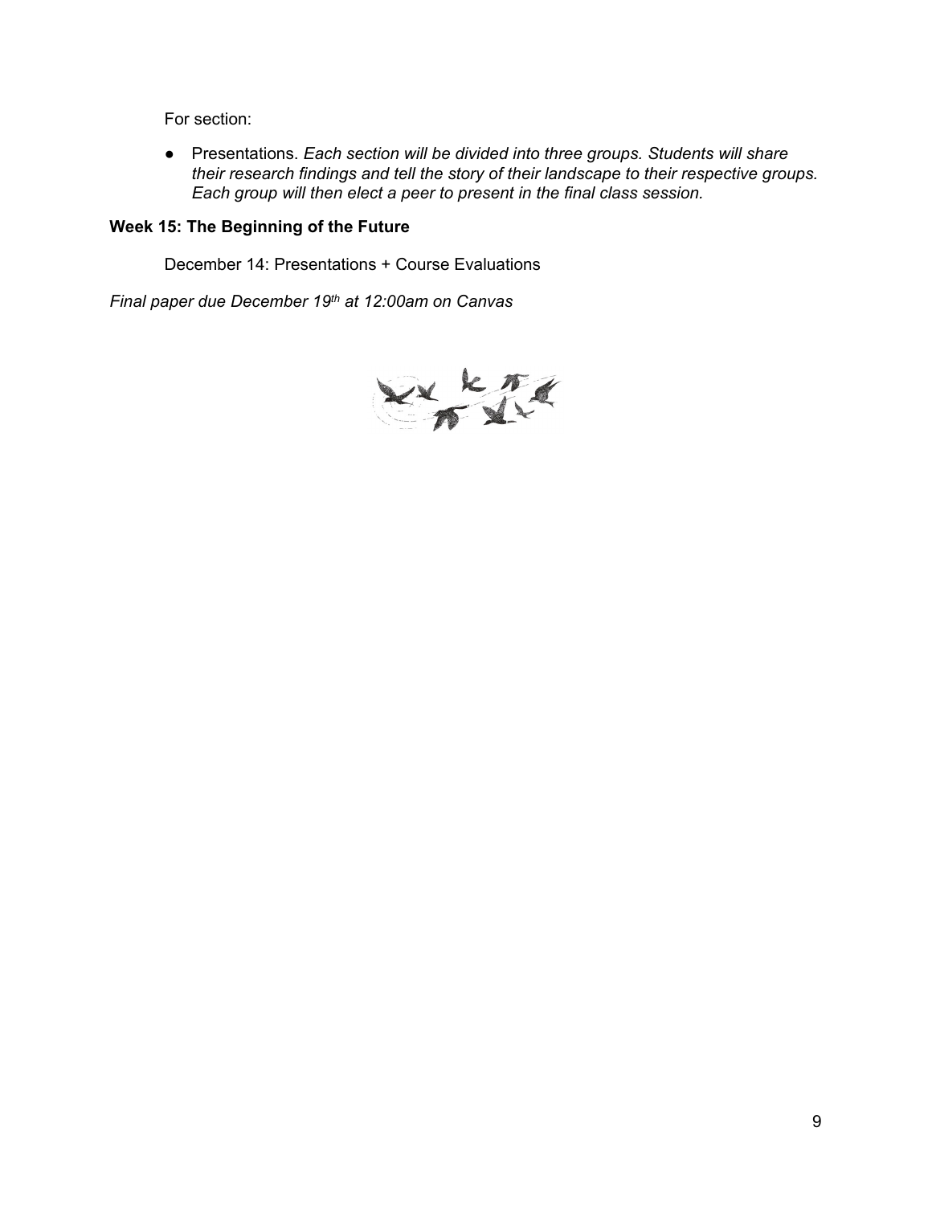For section:

- Presentations. *Each section will be divided into three groups. Students will share their research findings and tell the story of their landscape to their respective groups. Each group will then elect a peer to present in the final class session.*

**Week 15: The Beginning of the Future**

December 14: Presentations + Course Evaluations

*Final paper due December 19th at 12:00am on Canvas*